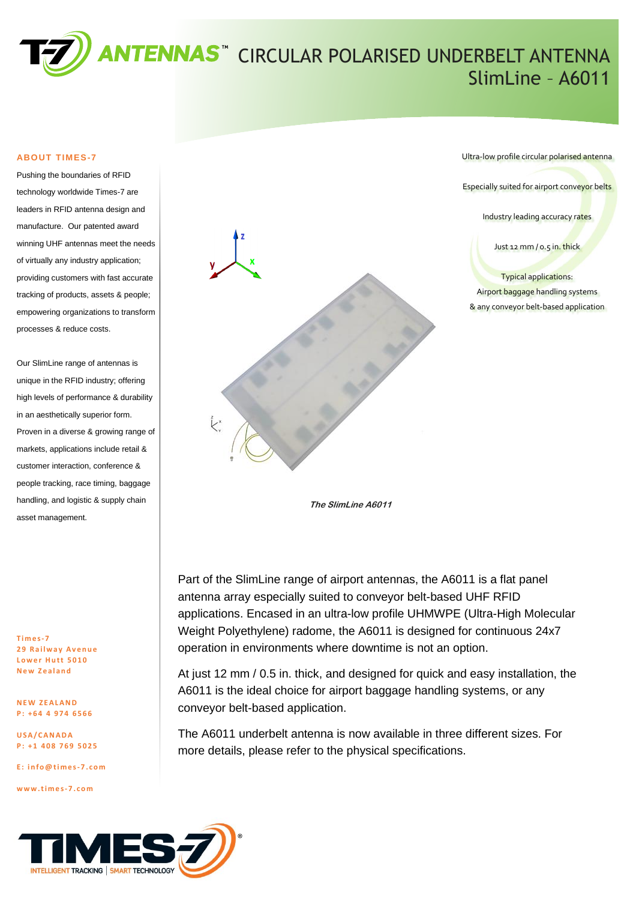# T-7 ANTENNAS™ CIRCULAR POLARISED UNDERBELT ANTENNA

## SlimLine – A6011

Ultra-low profile circular polarised antenna

Especially suited for airport conveyor belts

Industry leading accuracy rates

Just 12 mm / 0.5 in. thick

Typical applications:
Airport baggage handling systems
& any conveyor belt-based application

***The SlimLine A6011***

Part of the SlimLine range of airport antennas, the A6011 is a flat panel antenna array especially suited to conveyor belt-based UHF RFID applications. Encased in an ultra-low profile UHMWPE (Ultra-High Molecular Weight Polyethylene) radome, the A6011 is designed for continuous 24x7 operation in environments where downtime is not an option.

At just 12 mm / 0.5 in. thick, and designed for quick and easy installation, the A6011 is the ideal choice for airport baggage handling systems, or any conveyor belt-based application.

The A6011 underbelt antenna is now available in three different sizes. For more details, please refer to the physical specifications.

### ABOUT TIMES-7

Pushing the boundaries of RFID technology worldwide Times-7 are leaders in RFID antenna design and manufacture. Our patented award winning UHF antennas meet the needs of virtually any industry application; providing customers with fast accurate tracking of products, assets & people; empowering organizations to transform processes & reduce costs.

Our SlimLine range of antennas is unique in the RFID industry; offering high levels of performance & durability in an aesthetically superior form. Proven in a diverse & growing range of markets, applications include retail & customer interaction, conference & people tracking, race timing, baggage handling, and logistic & supply chain asset management.

Times-7
29 Railway Avenue
Lower Hutt 5010
New Zealand

NEW ZEALAND
P: +64 4 974 6566

USA/CANADA
P: +1 408 769 5025

E: info@times-7.com

www.times-7.com

TIMES-7® INTELLIGENT TRACKING | SMART TECHNOLOGY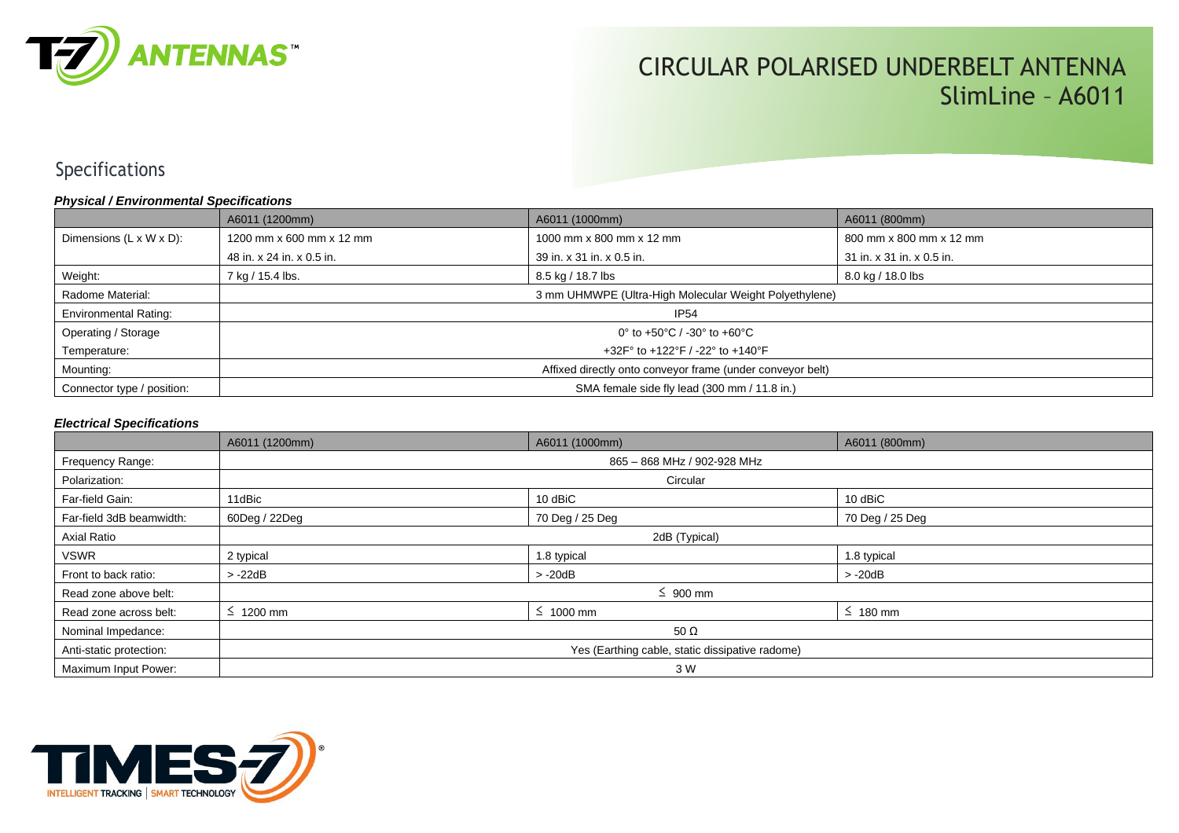# CIRCULAR POLARISED UNDERBELT ANTENNA
## SlimLine – A6011

## Specifications

***Physical / Environmental Specifications***

| | A6011 (1200mm) | A6011 (1000mm) | A6011 (800mm) |
|---|---|---|---|
| Dimensions (L x W x D): | 1200 mm x 600 mm x 12 mm | 1000 mm x 800 mm x 12 mm | 800 mm x 800 mm x 12 mm |
| | 48 in. x 24 in. x 0.5 in. | 39 in. x 31 in. x 0.5 in. | 31 in. x 31 in. x 0.5 in. |
| Weight: | 7 kg / 15.4 lbs. | 8.5 kg / 18.7 lbs | 8.0 kg / 18.0 lbs |
| Radome Material: | 3 mm UHMWPE (Ultra-High Molecular Weight Polyethylene) | | |
| Environmental Rating: | IP54 | | |
| Operating / Storage Temperature: | 0° to +50°C / -30° to +60°C<br>+32F° to +122°F / -22° to +140°F | | |
| Mounting: | Affixed directly onto conveyor frame (under conveyor belt) | | |
| Connector type / position: | SMA female side fly lead (300 mm / 11.8 in.) | | |

***Electrical Specifications***

| | A6011 (1200mm) | A6011 (1000mm) | A6011 (800mm) |
|---|---|---|---|
| Frequency Range: | 865 – 868 MHz / 902-928 MHz | | |
| Polarization: | Circular | | |
| Far-field Gain: | 11dBic | 10 dBiC | 10 dBiC |
| Far-field 3dB beamwidth: | 60Deg / 22Deg | 70 Deg / 25 Deg | 70 Deg / 25 Deg |
| Axial Ratio | 2dB (Typical) | | |
| VSWR | 2 typical | 1.8 typical | 1.8 typical |
| Front to back ratio: | > -22dB | > -20dB | > -20dB |
| Read zone above belt: | ≤ 900 mm | | |
| Read zone across belt: | ≤ 1200 mm | ≤ 1000 mm | ≤ 180 mm |
| Nominal Impedance: | 50 Ω | | |
| Anti-static protection: | Yes (Earthing cable, static dissipative radome) | | |
| Maximum Input Power: | 3 W | | |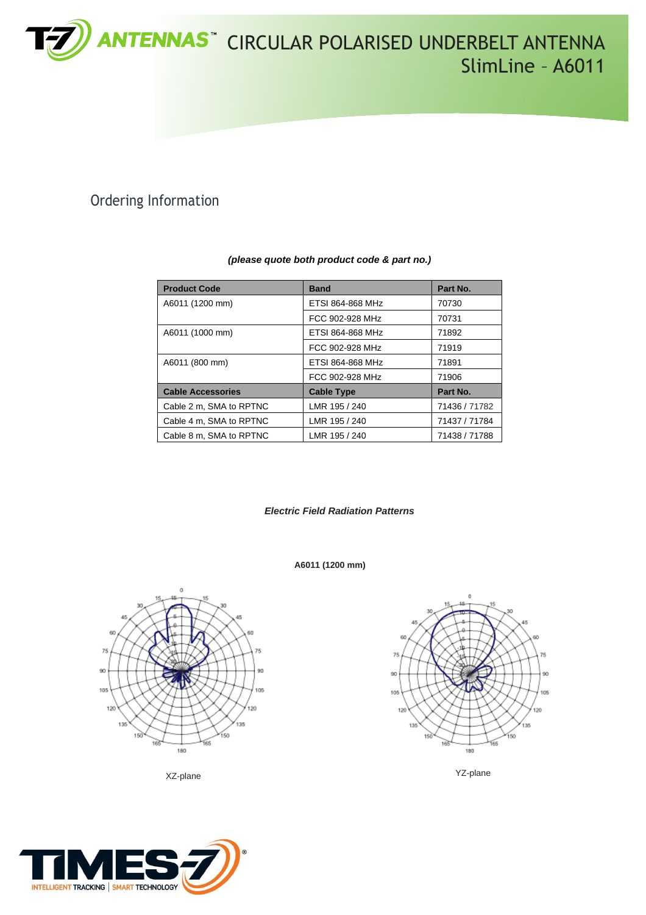# CIRCULAR POLARISED UNDERBELT ANTENNA SlimLine – A6011

## Ordering Information

***(please quote both product code & part no.)***

| Product Code | Band | Part No. |
|---|---|---|
| A6011 (1200 mm) | ETSI 864-868 MHz | 70730 |
| | FCC 902-928 MHz | 70731 |
| A6011 (1000 mm) | ETSI 864-868 MHz | 71892 |
| | FCC 902-928 MHz | 71919 |
| A6011 (800 mm) | ETSI 864-868 MHz | 71891 |
| | FCC 902-928 MHz | 71906 |
| **Cable Accessories** | **Cable Type** | **Part No.** |
| Cable 2 m, SMA to RPTNC | LMR 195 / 240 | 71436 / 71782 |
| Cable 4 m, SMA to RPTNC | LMR 195 / 240 | 71437 / 71784 |
| Cable 8 m, SMA to RPTNC | LMR 195 / 240 | 71438 / 71788 |

***Electric Field Radiation Patterns***

**A6011 (1200 mm)**

XZ-plane

YZ-plane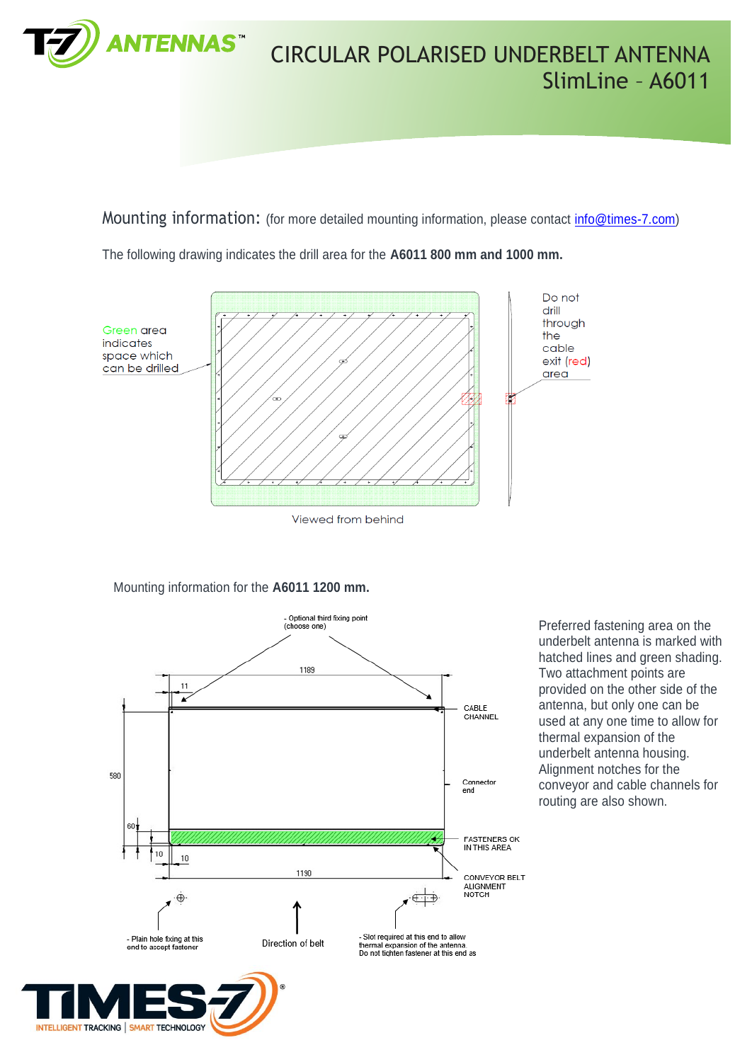# CIRCULAR POLARISED UNDERBELT ANTENNA SlimLine – A6011

Mounting information: (for more detailed mounting information, please contact info@times-7.com)

The following drawing indicates the drill area for the **A6011 800 mm and 1000 mm.**

Green area indicates space which can be drilled

Do not drill through the cable exit (red) area

Viewed from behind

Mounting information for the **A6011 1200 mm.**

- Optional third fixing point (choose one)

1189

11

CABLE CHANNEL

580

Connector end

60

FASTENERS OK IN THIS AREA

10

10

1190

CONVEYOR BELT ALIGNMENT NOTCH

- Plain hole fixing at this end to accept fastener

Direction of belt

- Slot required at this end to allow thermal expansion of the antenna. Do not tighten fastener at this end as

Preferred fastening area on the underbelt antenna is marked with hatched lines and green shading. Two attachment points are provided on the other side of the antenna, but only one can be used at any one time to allow for thermal expansion of the underbelt antenna housing. Alignment notches for the conveyor and cable channels for routing are also shown.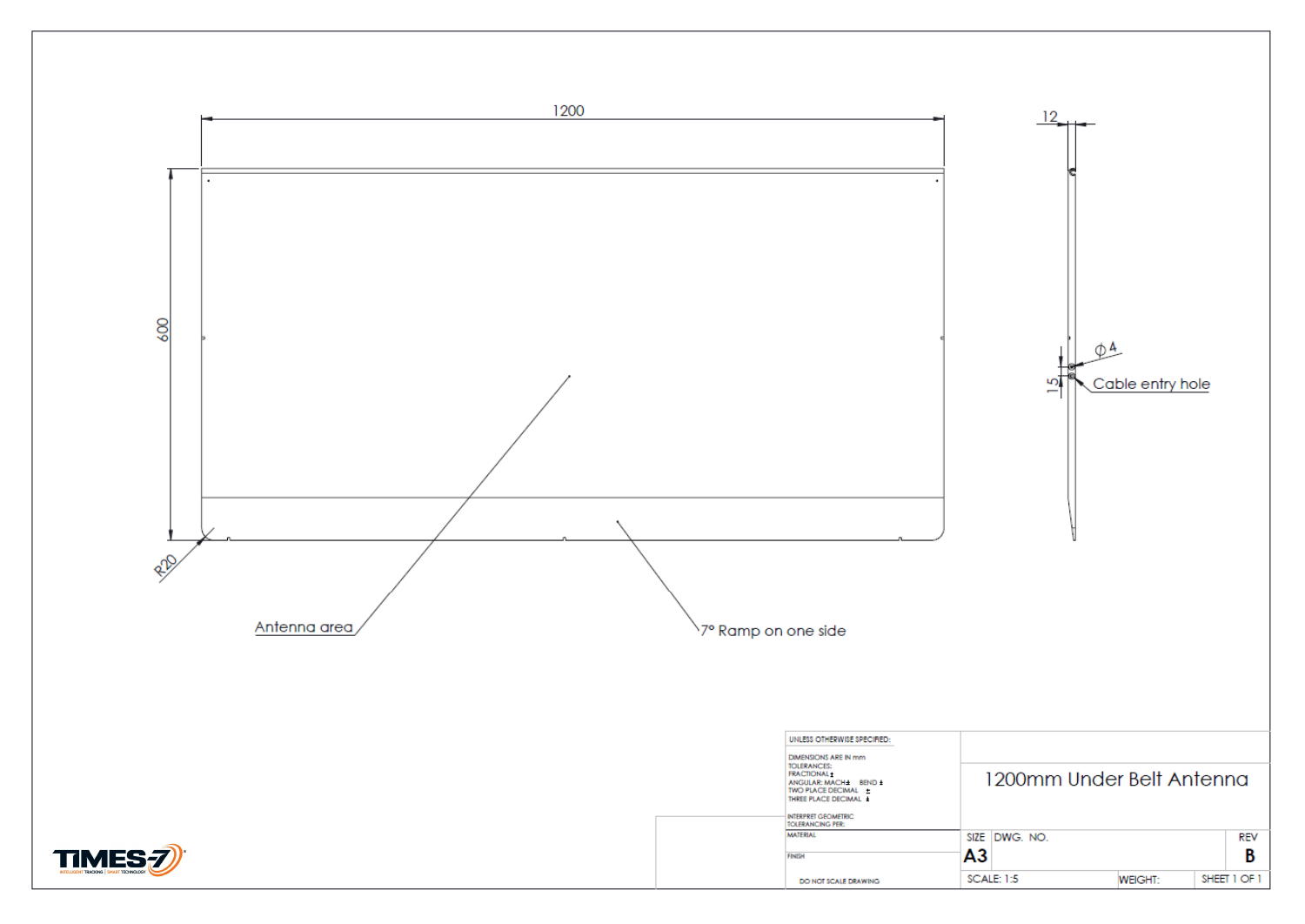1200

600

R20

12

$\phi$ 4

15

Cable entry hole

Antenna area

7° Ramp on one side

UNLESS OTHERWISE SPECIFIED:

DIMENSIONS ARE IN mm
TOLERANCES:
FRACTIONAL ±
ANGULAR: MACH ± BEND ±
TWO PLACE DECIMAL ±
THREE PLACE DECIMAL ±

INTERPRET GEOMETRIC
TOLERANCING PER:

MATERIAL

FINISH

DO NOT SCALE DRAWING

# 1200mm Under Belt Antenna

| SIZE | DWG. NO. | | REV |
|---|---|---|---|
| A3 | | | B |
| SCALE: 1:5 | | WEIGHT: | SHEET 1 OF 1 |

TIMES-7
INTELLIGENT TRACKING | SMART TECHNOLOGY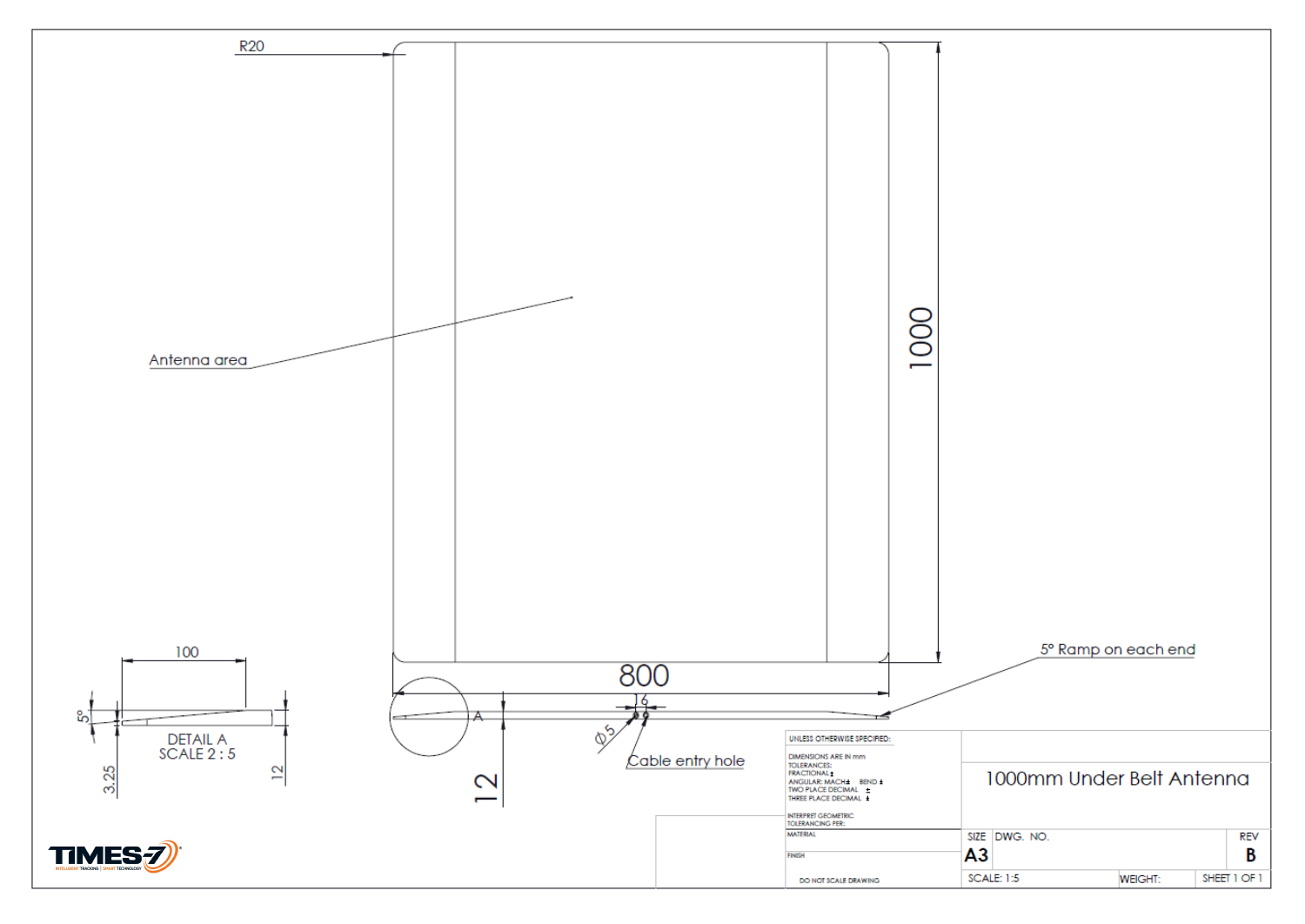R20

Antenna area

1000

800

5° Ramp on each end

100

5°

DETAIL A
SCALE 2 : 5

3.25

12

A

16

Ø5

Cable entry hole

12

UNLESS OTHERWISE SPECIFIED:

DIMENSIONS ARE IN mm
TOLERANCES:
FRACTIONAL ±
ANGULAR: MACH ± BEND ±
TWO PLACE DECIMAL ±
THREE PLACE DECIMAL ±

INTERPRET GEOMETRIC
TOLERANCING PER:

MATERIAL

FINISH

DO NOT SCALE DRAWING

1000mm Under Belt Antenna

| SIZE | DWG. NO. | REV |
|---|---|---|
| A3 | | B |

| SCALE: 1:5 | WEIGHT: | SHEET 1 OF 1 |
|---|---|---|

TIMES-7
INTELLIGENT TRACKING | SMART TECHNOLOGY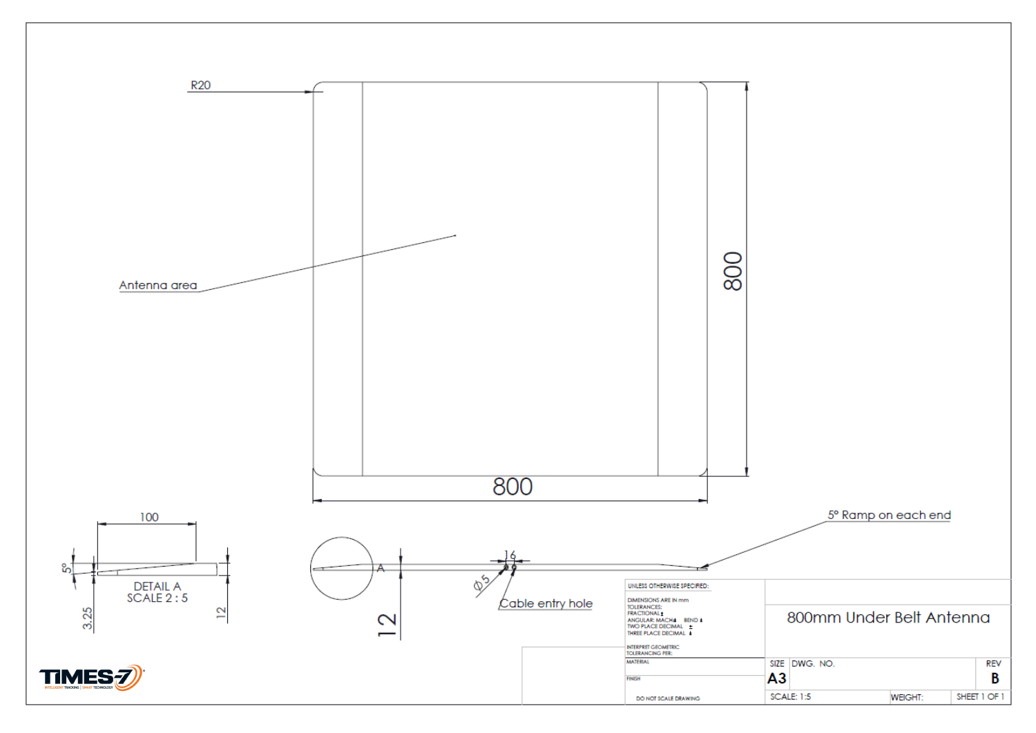R20

Antenna area

800

800

100

5°

DETAIL A
SCALE 2 : 5

3.25

12

A

12

16

Ø5

Cable entry hole

5° Ramp on each end

UNLESS OTHERWISE SPECIFIED:

DIMENSIONS ARE IN mm
TOLERANCES:
FRACTIONAL ±
ANGULAR: MACH ± BEND ±
TWO PLACE DECIMAL ±
THREE PLACE DECIMAL ±

INTERPRET GEOMETRIC
TOLERANCING PER:

MATERIAL

FINISH

DO NOT SCALE DRAWING

800mm Under Belt Antenna

| SIZE | DWG. NO. | | REV |
|---|---|---|---|
| A3 | | | B |
| SCALE: 1:5 | | WEIGHT: | SHEET 1 OF 1 |

TIMES-7
INTELLIGENT TRACKING | SMART TECHNOLOGY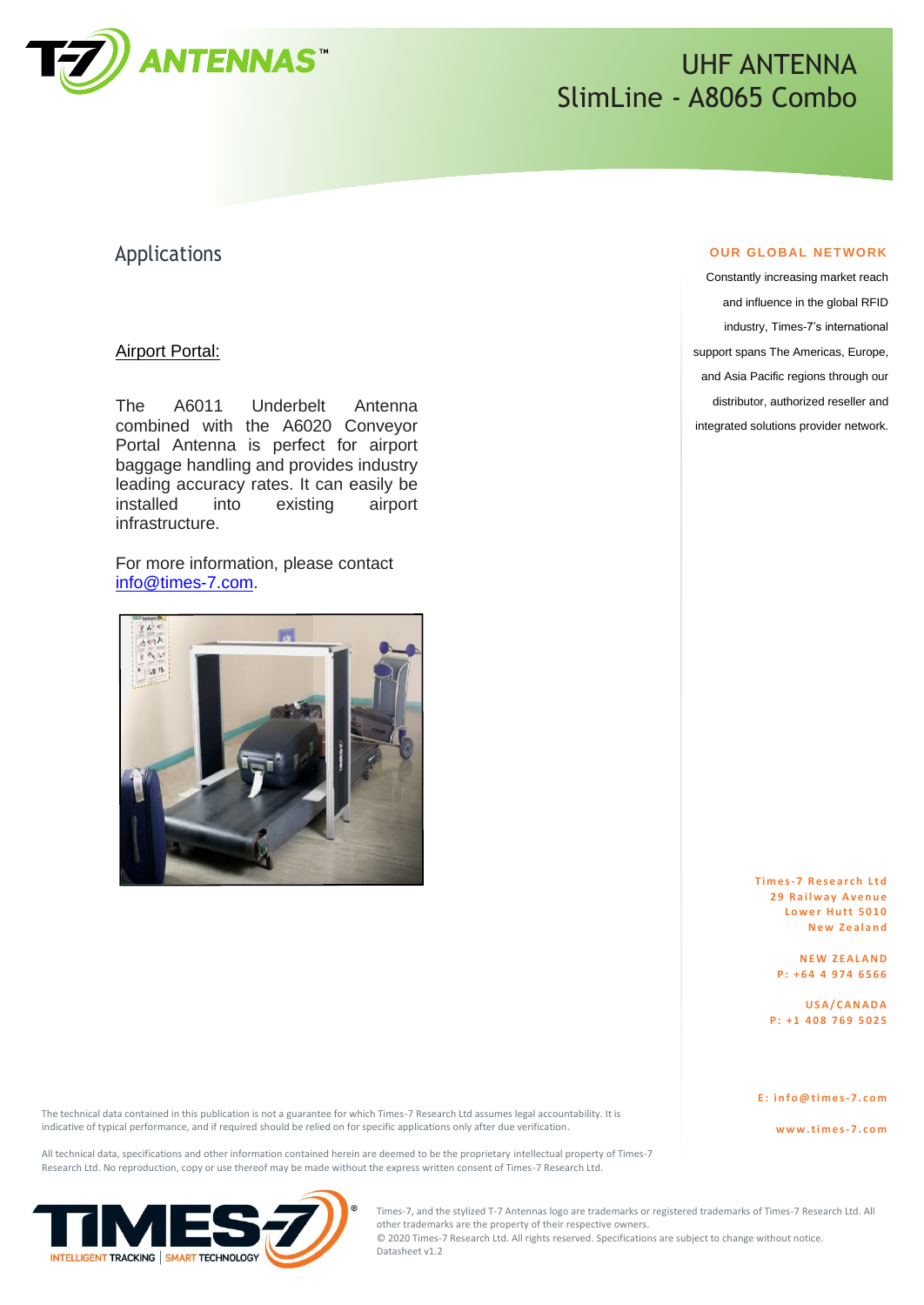# UHF ANTENNA
# SlimLine - A8065 Combo

## Applications

### Airport Portal:

The A6011 Underbelt Antenna combined with the A6020 Conveyor Portal Antenna is perfect for airport baggage handling and provides industry leading accuracy rates. It can easily be installed into existing airport infrastructure.

For more information, please contact info@times-7.com.

**OUR GLOBAL NETWORK**

Constantly increasing market reach and influence in the global RFID industry, Times-7's international support spans The Americas, Europe, and Asia Pacific regions through our distributor, authorized reseller and integrated solutions provider network.

**Times-7 Research Ltd**
**29 Railway Avenue**
**Lower Hutt 5010**
**New Zealand**

**NEW ZEALAND**
**P: +64 4 974 6566**

**USA/CANADA**
**P: +1 408 769 5025**

**E: info@times-7.com**

**www.times-7.com**

The technical data contained in this publication is not a guarantee for which Times-7 Research Ltd assumes legal accountability. It is indicative of typical performance, and if required should be relied on for specific applications only after due verification.

All technical data, specifications and other information contained herein are deemed to be the proprietary intellectual property of Times-7 Research Ltd. No reproduction, copy or use thereof may be made without the express written consent of Times-7 Research Ltd.

Times-7, and the stylized T-7 Antennas logo are trademarks or registered trademarks of Times-7 Research Ltd. All other trademarks are the property of their respective owners.
© 2020 Times-7 Research Ltd. All rights reserved. Specifications are subject to change without notice.
Datasheet v1.2